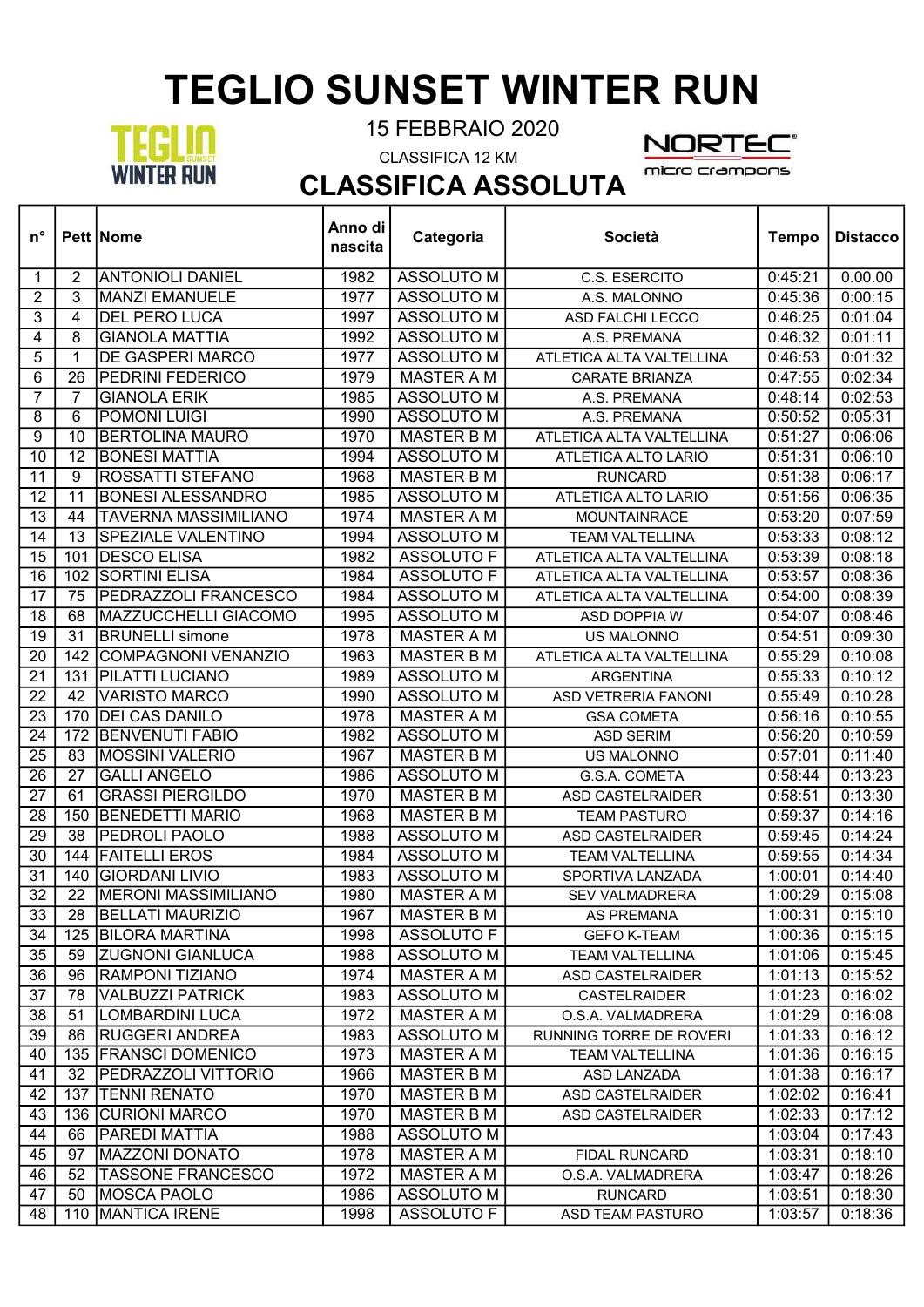# TEGLIO SUNSET WINTER RUN

15 FEBBRAIO 2020

CLASSIFICA 12 KM

## CLASSIFICA ASSOLUTA

| n° | Pett | Nome | Anno di nascita | Categoria | Società | Tempo | Distacco |
|---|---|---|---|---|---|---|---|
| 1 | 2 | ANTONIOLI DANIEL | 1982 | ASSOLUTO M | C.S. ESERCITO | 0:45:21 | 0.00.00 |
| 2 | 3 | MANZI EMANUELE | 1977 | ASSOLUTO M | A.S. MALONNO | 0:45:36 | 0:00:15 |
| 3 | 4 | DEL PERO LUCA | 1997 | ASSOLUTO M | ASD FALCHI LECCO | 0:46:25 | 0:01:04 |
| 4 | 8 | GIANOLA MATTIA | 1992 | ASSOLUTO M | A.S. PREMANA | 0:46:32 | 0:01:11 |
| 5 | 1 | DE GASPERI MARCO | 1977 | ASSOLUTO M | ATLETICA ALTA VALTELLINA | 0:46:53 | 0:01:32 |
| 6 | 26 | PEDRINI FEDERICO | 1979 | MASTER A M | CARATE BRIANZA | 0:47:55 | 0:02:34 |
| 7 | 7 | GIANOLA ERIK | 1985 | ASSOLUTO M | A.S. PREMANA | 0:48:14 | 0:02:53 |
| 8 | 6 | POMONI LUIGI | 1990 | ASSOLUTO M | A.S. PREMANA | 0:50:52 | 0:05:31 |
| 9 | 10 | BERTOLINA MAURO | 1970 | MASTER B M | ATLETICA ALTA VALTELLINA | 0:51:27 | 0:06:06 |
| 10 | 12 | BONESI MATTIA | 1994 | ASSOLUTO M | ATLETICA ALTO LARIO | 0:51:31 | 0:06:10 |
| 11 | 9 | ROSSATTI STEFANO | 1968 | MASTER B M | RUNCARD | 0:51:38 | 0:06:17 |
| 12 | 11 | BONESI ALESSANDRO | 1985 | ASSOLUTO M | ATLETICA ALTO LARIO | 0:51:56 | 0:06:35 |
| 13 | 44 | TAVERNA MASSIMILIANO | 1974 | MASTER A M | MOUNTAINRACE | 0:53:20 | 0:07:59 |
| 14 | 13 | SPEZIALE VALENTINO | 1994 | ASSOLUTO M | TEAM VALTELLINA | 0:53:33 | 0:08:12 |
| 15 | 101 | DESCO ELISA | 1982 | ASSOLUTO F | ATLETICA ALTA VALTELLINA | 0:53:39 | 0:08:18 |
| 16 | 102 | SORTINI ELISA | 1984 | ASSOLUTO F | ATLETICA ALTA VALTELLINA | 0:53:57 | 0:08:36 |
| 17 | 75 | PEDRAZZOLI FRANCESCO | 1984 | ASSOLUTO M | ATLETICA ALTA VALTELLINA | 0:54:00 | 0:08:39 |
| 18 | 68 | MAZZUCCHELLI GIACOMO | 1995 | ASSOLUTO M | ASD DOPPIA W | 0:54:07 | 0:08:46 |
| 19 | 31 | BRUNELLI simone | 1978 | MASTER A M | US MALONNO | 0:54:51 | 0:09:30 |
| 20 | 142 | COMPAGNONI VENANZIO | 1963 | MASTER B M | ATLETICA ALTA VALTELLINA | 0:55:29 | 0:10:08 |
| 21 | 131 | PILATTI LUCIANO | 1989 | ASSOLUTO M | ARGENTINA | 0:55:33 | 0:10:12 |
| 22 | 42 | VARISTO MARCO | 1990 | ASSOLUTO M | ASD VETRERIA FANONI | 0:55:49 | 0:10:28 |
| 23 | 170 | DEI CAS DANILO | 1978 | MASTER A M | GSA COMETA | 0:56:16 | 0:10:55 |
| 24 | 172 | BENVENUTI FABIO | 1982 | ASSOLUTO M | ASD SERIM | 0:56:20 | 0:10:59 |
| 25 | 83 | MOSSINI VALERIO | 1967 | MASTER B M | US MALONNO | 0:57:01 | 0:11:40 |
| 26 | 27 | GALLI ANGELO | 1986 | ASSOLUTO M | G.S.A. COMETA | 0:58:44 | 0:13:23 |
| 27 | 61 | GRASSI PIERGILDO | 1970 | MASTER B M | ASD CASTELRAIDER | 0:58:51 | 0:13:30 |
| 28 | 150 | BENEDETTI MARIO | 1968 | MASTER B M | TEAM PASTURO | 0:59:37 | 0:14:16 |
| 29 | 38 | PEDROLI PAOLO | 1988 | ASSOLUTO M | ASD CASTELRAIDER | 0:59:45 | 0:14:24 |
| 30 | 144 | FAITELLI EROS | 1984 | ASSOLUTO M | TEAM VALTELLINA | 0:59:55 | 0:14:34 |
| 31 | 140 | GIORDANI LIVIO | 1983 | ASSOLUTO M | SPORTIVA LANZADA | 1:00:01 | 0:14:40 |
| 32 | 22 | MERONI MASSIMILIANO | 1980 | MASTER A M | SEV VALMADRERA | 1:00:29 | 0:15:08 |
| 33 | 28 | BELLATI MAURIZIO | 1967 | MASTER B M | AS PREMANA | 1:00:31 | 0:15:10 |
| 34 | 125 | BILORA MARTINA | 1998 | ASSOLUTO F | GEFO K-TEAM | 1:00:36 | 0:15:15 |
| 35 | 59 | ZUGNONI GIANLUCA | 1988 | ASSOLUTO M | TEAM VALTELLINA | 1:01:06 | 0:15:45 |
| 36 | 96 | RAMPONI TIZIANO | 1974 | MASTER A M | ASD CASTELRAIDER | 1:01:13 | 0:15:52 |
| 37 | 78 | VALBUZZI PATRICK | 1983 | ASSOLUTO M | CASTELRAIDER | 1:01:23 | 0:16:02 |
| 38 | 51 | LOMBARDINI LUCA | 1972 | MASTER A M | O.S.A. VALMADRERA | 1:01:29 | 0:16:08 |
| 39 | 86 | RUGGERI ANDREA | 1983 | ASSOLUTO M | RUNNING TORRE DE ROVERI | 1:01:33 | 0:16:12 |
| 40 | 135 | FRANSCI DOMENICO | 1973 | MASTER A M | TEAM VALTELLINA | 1:01:36 | 0:16:15 |
| 41 | 32 | PEDRAZZOLI VITTORIO | 1966 | MASTER B M | ASD LANZADA | 1:01:38 | 0:16:17 |
| 42 | 137 | TENNI RENATO | 1970 | MASTER B M | ASD CASTELRAIDER | 1:02:02 | 0:16:41 |
| 43 | 136 | CURIONI MARCO | 1970 | MASTER B M | ASD CASTELRAIDER | 1:02:33 | 0:17:12 |
| 44 | 66 | PAREDI MATTIA | 1988 | ASSOLUTO M | | 1:03:04 | 0:17:43 |
| 45 | 97 | MAZZONI DONATO | 1978 | MASTER A M | FIDAL RUNCARD | 1:03:31 | 0:18:10 |
| 46 | 52 | TASSONE FRANCESCO | 1972 | MASTER A M | O.S.A. VALMADRERA | 1:03:47 | 0:18:26 |
| 47 | 50 | MOSCA PAOLO | 1986 | ASSOLUTO M | RUNCARD | 1:03:51 | 0:18:30 |
| 48 | 110 | MANTICA IRENE | 1998 | ASSOLUTO F | ASD TEAM PASTURO | 1:03:57 | 0:18:36 |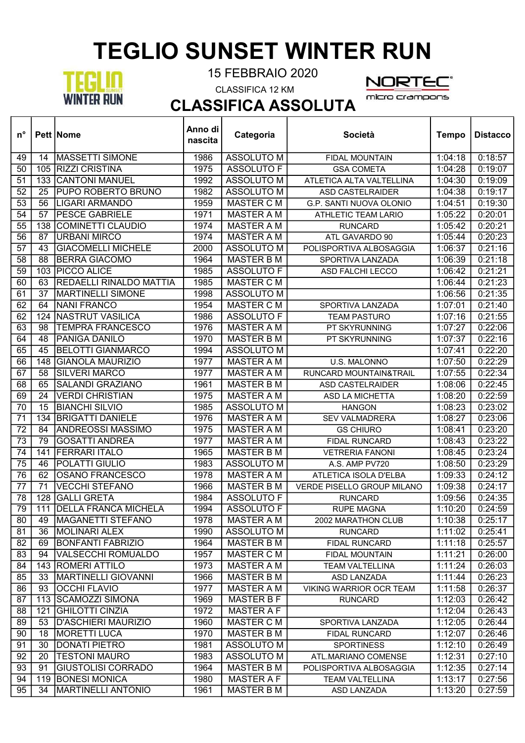# TEGLIO SUNSET WINTER RUN

15 FEBBRAIO 2020

CLASSIFICA 12 KM

## CLASSIFICA ASSOLUTA

| n° | Pett | Nome | Anno di nascita | Categoria | Società | Tempo | Distacco |
|---|---|---|---|---|---|---|---|
| 49 | 14 | MASSETTI SIMONE | 1986 | ASSOLUTO M | FIDAL MOUNTAIN | 1:04:18 | 0:18:57 |
| 50 | 105 | RIZZI CRISTINA | 1975 | ASSOLUTO F | GSA COMETA | 1:04:28 | 0:19:07 |
| 51 | 133 | CANTONI MANUEL | 1992 | ASSOLUTO M | ATLETICA ALTA VALTELLINA | 1:04:30 | 0:19:09 |
| 52 | 25 | PUPO ROBERTO BRUNO | 1982 | ASSOLUTO M | ASD CASTELRAIDER | 1:04:38 | 0:19:17 |
| 53 | 56 | LIGARI ARMANDO | 1959 | MASTER C M | G.P. SANTI NUOVA OLONIO | 1:04:51 | 0:19:30 |
| 54 | 57 | PESCE GABRIELE | 1971 | MASTER A M | ATHLETIC TEAM LARIO | 1:05:22 | 0:20:01 |
| 55 | 138 | COMINETTI CLAUDIO | 1974 | MASTER A M | RUNCARD | 1:05:42 | 0:20:21 |
| 56 | 87 | URBANI MIRCO | 1974 | MASTER A M | ATL GAVARDO 90 | 1:05:44 | 0:20:23 |
| 57 | 43 | GIACOMELLI MICHELE | 2000 | ASSOLUTO M | POLISPORTIVA ALBOSAGGIA | 1:06:37 | 0:21:16 |
| 58 | 88 | BERRA GIACOMO | 1964 | MASTER B M | SPORTIVA LANZADA | 1:06:39 | 0:21:18 |
| 59 | 103 | PICCO ALICE | 1985 | ASSOLUTO F | ASD FALCHI LECCO | 1:06:42 | 0:21:21 |
| 60 | 63 | REDAELLI RINALDO MATTIA | 1985 | MASTER C M | | 1:06:44 | 0:21:23 |
| 61 | 37 | MARTINELLI SIMONE | 1998 | ASSOLUTO M | | 1:06:56 | 0:21:35 |
| 62 | 64 | NANI FRANCO | 1954 | MASTER C M | SPORTIVA LANZADA | 1:07:01 | 0:21:40 |
| 62 | 124 | NASTRUT VASILICA | 1986 | ASSOLUTO F | TEAM PASTURO | 1:07:16 | 0:21:55 |
| 63 | 98 | TEMPRA FRANCESCO | 1976 | MASTER A M | PT SKYRUNNING | 1:07:27 | 0:22:06 |
| 64 | 48 | PANIGA DANILO | 1970 | MASTER B M | PT SKYRUNNING | 1:07:37 | 0:22:16 |
| 65 | 45 | BELOTTI GIANMARCO | 1994 | ASSOLUTO M | | 1:07:41 | 0:22:20 |
| 66 | 148 | GIANOLA MAURIZIO | 1977 | MASTER A M | U.S. MALONNO | 1:07:50 | 0:22:29 |
| 67 | 58 | SILVERI MARCO | 1977 | MASTER A M | RUNCARD MOUNTAIN&TRAIL | 1:07:55 | 0:22:34 |
| 68 | 65 | SALANDI GRAZIANO | 1961 | MASTER B M | ASD CASTELRAIDER | 1:08:06 | 0:22:45 |
| 69 | 24 | VERDI CHRISTIAN | 1975 | MASTER A M | ASD LA MICHETTA | 1:08:20 | 0:22:59 |
| 70 | 15 | BIANCHI SILVIO | 1985 | ASSOLUTO M | HANGON | 1:08:23 | 0:23:02 |
| 71 | 134 | BRIGATTI DANIELE | 1976 | MASTER A M | SEV VALMADRERA | 1:08:27 | 0:23:06 |
| 72 | 84 | ANDREOSSI MASSIMO | 1975 | MASTER A M | GS CHIURO | 1:08:41 | 0:23:20 |
| 73 | 79 | GOSATTI ANDREA | 1977 | MASTER A M | FIDAL RUNCARD | 1:08:43 | 0:23:22 |
| 74 | 141 | FERRARI ITALO | 1965 | MASTER B M | VETRERIA FANONI | 1:08:45 | 0:23:24 |
| 75 | 46 | POLATTI GIULIO | 1983 | ASSOLUTO M | A.S. AMP PV720 | 1:08:50 | 0:23:29 |
| 76 | 62 | OSANO FRANCESCO | 1978 | MASTER A M | ATLETICA ISOLA D'ELBA | 1:09:33 | 0:24:12 |
| 77 | 71 | VECCHI STEFANO | 1966 | MASTER B M | VERDE PISELLO GROUP MILANO | 1:09:38 | 0:24:17 |
| 78 | 128 | GALLI GRETA | 1984 | ASSOLUTO F | RUNCARD | 1:09:56 | 0:24:35 |
| 79 | 111 | DELLA FRANCA MICHELA | 1994 | ASSOLUTO F | RUPE MAGNA | 1:10:20 | 0:24:59 |
| 80 | 49 | MAGANETTI STEFANO | 1978 | MASTER A M | 2002 MARATHON CLUB | 1:10:38 | 0:25:17 |
| 81 | 36 | MOLINARI ALEX | 1990 | ASSOLUTO M | RUNCARD | 1:11:02 | 0:25:41 |
| 82 | 69 | BONFANTI FABRIZIO | 1964 | MASTER B M | FIDAL RUNCARD | 1:11:18 | 0:25:57 |
| 83 | 94 | VALSECCHI ROMUALDO | 1957 | MASTER C M | FIDAL MOUNTAIN | 1:11:21 | 0:26:00 |
| 84 | 143 | ROMERI ATTILO | 1973 | MASTER A M | TEAM VALTELLINA | 1:11:24 | 0:26:03 |
| 85 | 33 | MARTINELLI GIOVANNI | 1966 | MASTER B M | ASD LANZADA | 1:11:44 | 0:26:23 |
| 86 | 93 | OCCHI FLAVIO | 1977 | MASTER A M | VIKING WARRIOR OCR TEAM | 1:11:58 | 0:26:37 |
| 87 | 113 | SCAMOZZI SIMONA | 1969 | MASTER B F | RUNCARD | 1:12:03 | 0:26:42 |
| 88 | 121 | GHILOTTI CINZIA | 1972 | MASTER A F | | 1:12:04 | 0:26:43 |
| 89 | 53 | D'ASCHIERI MAURIZIO | 1960 | MASTER C M | SPORTIVA LANZADA | 1:12:05 | 0:26:44 |
| 90 | 18 | MORETTI LUCA | 1970 | MASTER B M | FIDAL RUNCARD | 1:12:07 | 0:26:46 |
| 91 | 30 | DONATI PIETRO | 1981 | ASSOLUTO M | SPORTINESS | 1:12:10 | 0:26:49 |
| 92 | 20 | TESTONI MAURO | 1983 | ASSOLUTO M | ATL.MARIANO COMENSE | 1:12:31 | 0:27:10 |
| 93 | 91 | GIUSTOLISI CORRADO | 1964 | MASTER B M | POLISPORTIVA ALBOSAGGIA | 1:12:35 | 0:27:14 |
| 94 | 119 | BONESI MONICA | 1980 | MASTER A F | TEAM VALTELLINA | 1:13:17 | 0:27:56 |
| 95 | 34 | MARTINELLI ANTONIO | 1961 | MASTER B M | ASD LANZADA | 1:13:20 | 0:27:59 |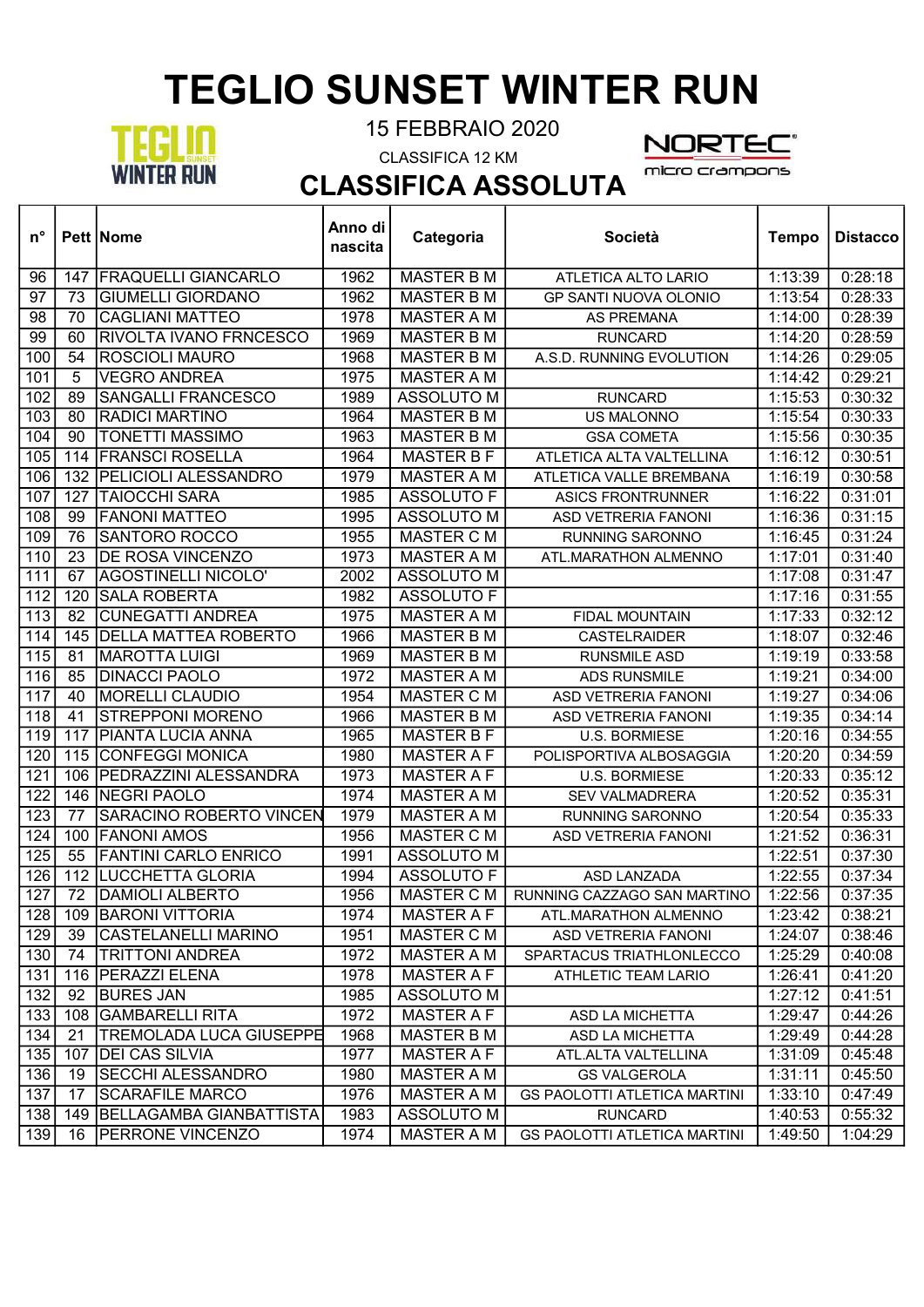# TEGLIO SUNSET WINTER RUN

15 FEBBRAIO 2020

CLASSIFICA 12 KM

## CLASSIFICA ASSOLUTA

| n° | Pett | Nome | Anno di nascita | Categoria | Società | Tempo | Distacco |
|---|---|---|---|---|---|---|---|
| 96 | 147 | FRAQUELLI GIANCARLO | 1962 | MASTER B M | ATLETICA ALTO LARIO | 1:13:39 | 0:28:18 |
| 97 | 73 | GIUMELLI GIORDANO | 1962 | MASTER B M | GP SANTI NUOVA OLONIO | 1:13:54 | 0:28:33 |
| 98 | 70 | CAGLIANI MATTEO | 1978 | MASTER A M | AS PREMANA | 1:14:00 | 0:28:39 |
| 99 | 60 | RIVOLTA IVANO FRNCESCO | 1969 | MASTER B M | RUNCARD | 1:14:20 | 0:28:59 |
| 100 | 54 | ROSCIOLI MAURO | 1968 | MASTER B M | A.S.D. RUNNING EVOLUTION | 1:14:26 | 0:29:05 |
| 101 | 5 | VEGRO ANDREA | 1975 | MASTER A M | | 1:14:42 | 0:29:21 |
| 102 | 89 | SANGALLI FRANCESCO | 1989 | ASSOLUTO M | RUNCARD | 1:15:53 | 0:30:32 |
| 103 | 80 | RADICI MARTINO | 1964 | MASTER B M | US MALONNO | 1:15:54 | 0:30:33 |
| 104 | 90 | TONETTI MASSIMO | 1963 | MASTER B M | GSA COMETA | 1:15:56 | 0:30:35 |
| 105 | 114 | FRANSCI ROSELLA | 1964 | MASTER B F | ATLETICA ALTA VALTELLINA | 1:16:12 | 0:30:51 |
| 106 | 132 | PELICIOLI ALESSANDRO | 1979 | MASTER A M | ATLETICA VALLE BREMBANA | 1:16:19 | 0:30:58 |
| 107 | 127 | TAIOCCHI SARA | 1985 | ASSOLUTO F | ASICS FRONTRUNNER | 1:16:22 | 0:31:01 |
| 108 | 99 | FANONI MATTEO | 1995 | ASSOLUTO M | ASD VETRERIA FANONI | 1:16:36 | 0:31:15 |
| 109 | 76 | SANTORO ROCCO | 1955 | MASTER C M | RUNNING SARONNO | 1:16:45 | 0:31:24 |
| 110 | 23 | DE ROSA VINCENZO | 1973 | MASTER A M | ATL.MARATHON ALMENNO | 1:17:01 | 0:31:40 |
| 111 | 67 | AGOSTINELLI NICOLO' | 2002 | ASSOLUTO M | | 1:17:08 | 0:31:47 |
| 112 | 120 | SALA ROBERTA | 1982 | ASSOLUTO F | | 1:17:16 | 0:31:55 |
| 113 | 82 | CUNEGATTI ANDREA | 1975 | MASTER A M | FIDAL MOUNTAIN | 1:17:33 | 0:32:12 |
| 114 | 145 | DELLA MATTEA ROBERTO | 1966 | MASTER B M | CASTELRAIDER | 1:18:07 | 0:32:46 |
| 115 | 81 | MAROTTA LUIGI | 1969 | MASTER B M | RUNSMILE ASD | 1:19:19 | 0:33:58 |
| 116 | 85 | DINACCI PAOLO | 1972 | MASTER A M | ADS RUNSMILE | 1:19:21 | 0:34:00 |
| 117 | 40 | MORELLI CLAUDIO | 1954 | MASTER C M | ASD VETRERIA FANONI | 1:19:27 | 0:34:06 |
| 118 | 41 | STREPPONI MORENO | 1966 | MASTER B M | ASD VETRERIA FANONI | 1:19:35 | 0:34:14 |
| 119 | 117 | PIANTA LUCIA ANNA | 1965 | MASTER B F | U.S. BORMIESE | 1:20:16 | 0:34:55 |
| 120 | 115 | CONFEGGI MONICA | 1980 | MASTER A F | POLISPORTIVA ALBOSAGGIA | 1:20:20 | 0:34:59 |
| 121 | 106 | PEDRAZZINI ALESSANDRA | 1973 | MASTER A F | U.S. BORMIESE | 1:20:33 | 0:35:12 |
| 122 | 146 | NEGRI PAOLO | 1974 | MASTER A M | SEV VALMADRERA | 1:20:52 | 0:35:31 |
| 123 | 77 | SARACINO ROBERTO VINCEN | 1979 | MASTER A M | RUNNING SARONNO | 1:20:54 | 0:35:33 |
| 124 | 100 | FANONI AMOS | 1956 | MASTER C M | ASD VETRERIA FANONI | 1:21:52 | 0:36:31 |
| 125 | 55 | FANTINI CARLO ENRICO | 1991 | ASSOLUTO M | | 1:22:51 | 0:37:30 |
| 126 | 112 | LUCCHETTA GLORIA | 1994 | ASSOLUTO F | ASD LANZADA | 1:22:55 | 0:37:34 |
| 127 | 72 | DAMIOLI ALBERTO | 1956 | MASTER C M | RUNNING CAZZAGO SAN MARTINO | 1:22:56 | 0:37:35 |
| 128 | 109 | BARONI VITTORIA | 1974 | MASTER A F | ATL.MARATHON ALMENNO | 1:23:42 | 0:38:21 |
| 129 | 39 | CASTELANELLI MARINO | 1951 | MASTER C M | ASD VETRERIA FANONI | 1:24:07 | 0:38:46 |
| 130 | 74 | TRITTONI ANDREA | 1972 | MASTER A M | SPARTACUS TRIATHLONLECCO | 1:25:29 | 0:40:08 |
| 131 | 116 | PERAZZI ELENA | 1978 | MASTER A F | ATHLETIC TEAM LARIO | 1:26:41 | 0:41:20 |
| 132 | 92 | BURES JAN | 1985 | ASSOLUTO M | | 1:27:12 | 0:41:51 |
| 133 | 108 | GAMBARELLI RITA | 1972 | MASTER A F | ASD LA MICHETTA | 1:29:47 | 0:44:26 |
| 134 | 21 | TREMOLADA LUCA GIUSEPPE | 1968 | MASTER B M | ASD LA MICHETTA | 1:29:49 | 0:44:28 |
| 135 | 107 | DEI CAS SILVIA | 1977 | MASTER A F | ATL.ALTA VALTELLINA | 1:31:09 | 0:45:48 |
| 136 | 19 | SECCHI ALESSANDRO | 1980 | MASTER A M | GS VALGEROLA | 1:31:11 | 0:45:50 |
| 137 | 17 | SCARAFILE MARCO | 1976 | MASTER A M | GS PAOLOTTI ATLETICA MARTINI | 1:33:10 | 0:47:49 |
| 138 | 149 | BELLAGAMBA GIANBATTISTA | 1983 | ASSOLUTO M | RUNCARD | 1:40:53 | 0:55:32 |
| 139 | 16 | PERRONE VINCENZO | 1974 | MASTER A M | GS PAOLOTTI ATLETICA MARTINI | 1:49:50 | 1:04:29 |